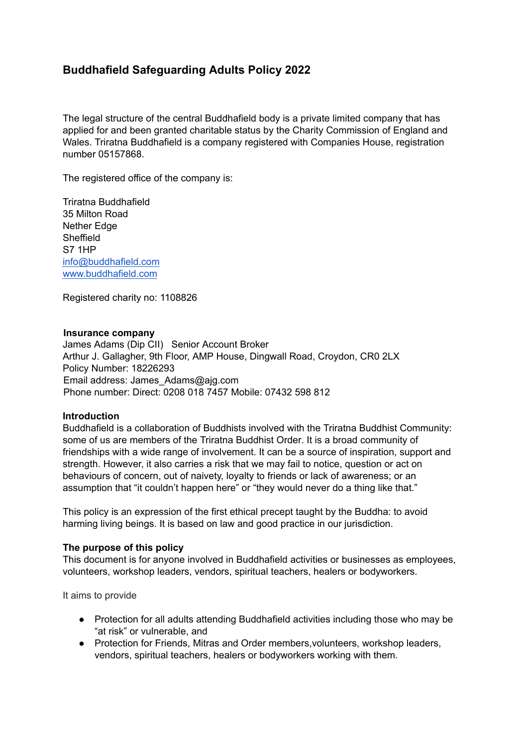# Buddhafield Safeguarding Adults Policy 2022

The legal structure of the central Buddhafield body is a private limited company that has applied for and been granted charitable status by the Charity Commission of England and Wales. Triratna Buddhafield is a company registered with Companies House, registration number 05157868.

The registered office of the company is:

Triratna Buddhafield  
35 Milton Road  
Nether Edge  
Sheffield  
S7 1HP  
info@buddhafield.com  
www.buddhafield.com

Registered charity no: 1108826

**Insurance company**  
James Adams (Dip CII)   Senior Account Broker  
Arthur J. Gallagher, 9th Floor, AMP House, Dingwall Road, Croydon, CR0 2LX  
Policy Number: 18226293  
Email address: James_Adams@ajg.com  
Phone number: Direct: 0208 018 7457 Mobile: 07432 598 812

**Introduction**  
Buddhafield is a collaboration of Buddhists involved with the Triratna Buddhist Community: some of us are members of the Triratna Buddhist Order. It is a broad community of friendships with a wide range of involvement. It can be a source of inspiration, support and strength. However, it also carries a risk that we may fail to notice, question or act on behaviours of concern, out of naivety, loyalty to friends or lack of awareness; or an assumption that "it couldn't happen here" or "they would never do a thing like that."

This policy is an expression of the first ethical precept taught by the Buddha: to avoid harming living beings. It is based on law and good practice in our jurisdiction.

**The purpose of this policy**  
This document is for anyone involved in Buddhafield activities or businesses as employees, volunteers, workshop leaders, vendors, spiritual teachers, healers or bodyworkers.

It aims to provide

- Protection for all adults attending Buddhafield activities including those who may be "at risk" or vulnerable, and
- Protection for Friends, Mitras and Order members,volunteers, workshop leaders, vendors, spiritual teachers, healers or bodyworkers working with them.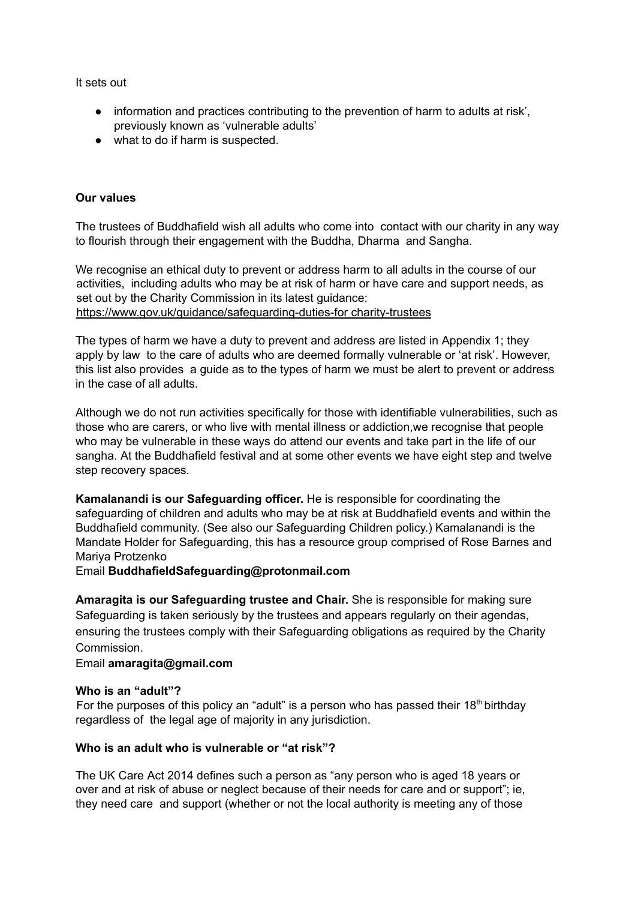It sets out

- information and practices contributing to the prevention of harm to adults at risk', previously known as 'vulnerable adults'
- what to do if harm is suspected.

**Our values**

The trustees of Buddhafield wish all adults who come into contact with our charity in any way to flourish through their engagement with the Buddha, Dharma and Sangha.

We recognise an ethical duty to prevent or address harm to all adults in the course of our activities, including adults who may be at risk of harm or have care and support needs, as set out by the Charity Commission in its latest guidance: https://www.gov.uk/guidance/safeguarding-duties-for charity-trustees

The types of harm we have a duty to prevent and address are listed in Appendix 1; they apply by law to the care of adults who are deemed formally vulnerable or 'at risk'. However, this list also provides a guide as to the types of harm we must be alert to prevent or address in the case of all adults.

Although we do not run activities specifically for those with identifiable vulnerabilities, such as those who are carers, or who live with mental illness or addiction,we recognise that people who may be vulnerable in these ways do attend our events and take part in the life of our sangha. At the Buddhafield festival and at some other events we have eight step and twelve step recovery spaces.

**Kamalanandi is our Safeguarding officer.** He is responsible for coordinating the safeguarding of children and adults who may be at risk at Buddhafield events and within the Buddhafield community. (See also our Safeguarding Children policy.) Kamalanandi is the Mandate Holder for Safeguarding, this has a resource group comprised of Rose Barnes and Mariya Protzenko
Email **BuddhafieldSafeguarding@protonmail.com**

**Amaragita is our Safeguarding trustee and Chair.** She is responsible for making sure Safeguarding is taken seriously by the trustees and appears regularly on their agendas, ensuring the trustees comply with their Safeguarding obligations as required by the Charity Commission.
Email **amaragita@gmail.com**

**Who is an "adult"?**

For the purposes of this policy an "adult" is a person who has passed their 18th birthday regardless of the legal age of majority in any jurisdiction.

**Who is an adult who is vulnerable or "at risk"?**

The UK Care Act 2014 defines such a person as "any person who is aged 18 years or over and at risk of abuse or neglect because of their needs for care and or support"; ie, they need care and support (whether or not the local authority is meeting any of those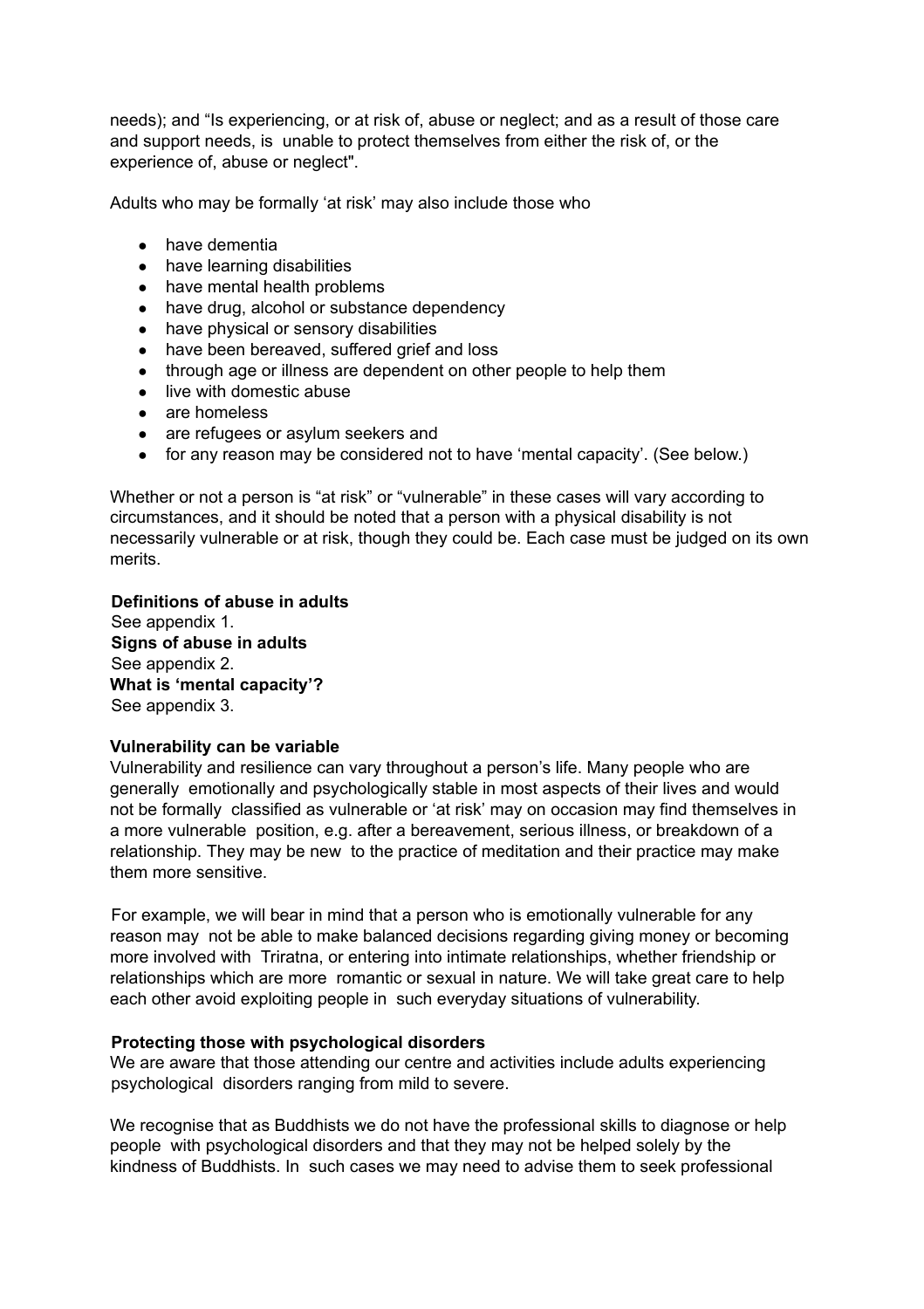needs); and "Is experiencing, or at risk of, abuse or neglect; and as a result of those care and support needs, is unable to protect themselves from either the risk of, or the experience of, abuse or neglect".

Adults who may be formally 'at risk' may also include those who

- have dementia
- have learning disabilities
- have mental health problems
- have drug, alcohol or substance dependency
- have physical or sensory disabilities
- have been bereaved, suffered grief and loss
- through age or illness are dependent on other people to help them
- live with domestic abuse
- are homeless
- are refugees or asylum seekers and
- for any reason may be considered not to have 'mental capacity'. (See below.)

Whether or not a person is "at risk" or "vulnerable" in these cases will vary according to circumstances, and it should be noted that a person with a physical disability is not necessarily vulnerable or at risk, though they could be. Each case must be judged on its own merits.

**Definitions of abuse in adults**
See appendix 1.
**Signs of abuse in adults**
See appendix 2.
**What is 'mental capacity'?**
See appendix 3.

**Vulnerability can be variable**
Vulnerability and resilience can vary throughout a person's life. Many people who are generally emotionally and psychologically stable in most aspects of their lives and would not be formally classified as vulnerable or 'at risk' may on occasion may find themselves in a more vulnerable position, e.g. after a bereavement, serious illness, or breakdown of a relationship. They may be new to the practice of meditation and their practice may make them more sensitive.

For example, we will bear in mind that a person who is emotionally vulnerable for any reason may not be able to make balanced decisions regarding giving money or becoming more involved with Triratna, or entering into intimate relationships, whether friendship or relationships which are more romantic or sexual in nature. We will take great care to help each other avoid exploiting people in such everyday situations of vulnerability.

**Protecting those with psychological disorders**
We are aware that those attending our centre and activities include adults experiencing psychological disorders ranging from mild to severe.

We recognise that as Buddhists we do not have the professional skills to diagnose or help people with psychological disorders and that they may not be helped solely by the kindness of Buddhists. In such cases we may need to advise them to seek professional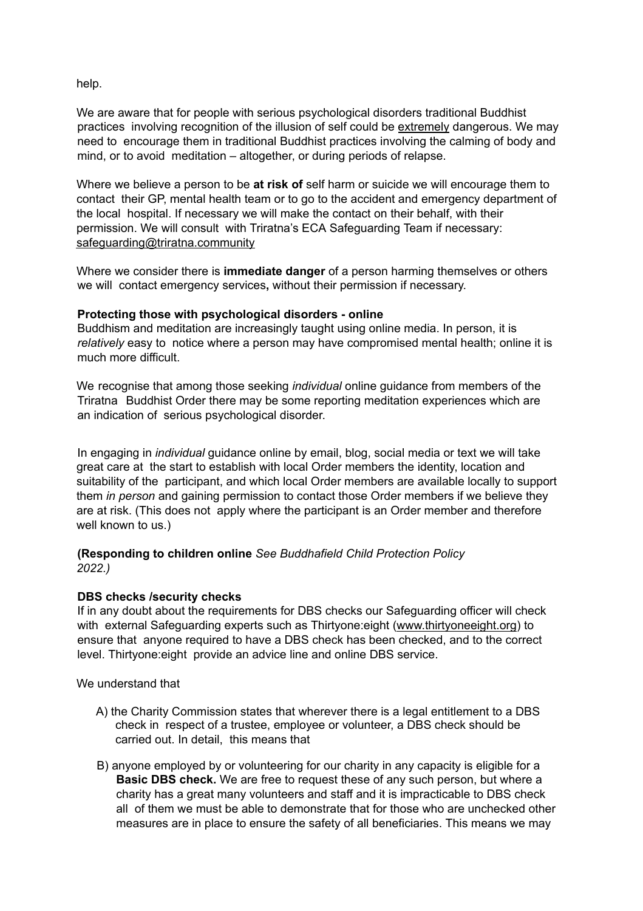help.

We are aware that for people with serious psychological disorders traditional Buddhist practices involving recognition of the illusion of self could be extremely dangerous. We may need to encourage them in traditional Buddhist practices involving the calming of body and mind, or to avoid meditation – altogether, or during periods of relapse.

Where we believe a person to be **at risk of** self harm or suicide we will encourage them to contact their GP, mental health team or to go to the accident and emergency department of the local hospital. If necessary we will make the contact on their behalf, with their permission. We will consult with Triratna's ECA Safeguarding Team if necessary: safeguarding@triratna.community

Where we consider there is **immediate danger** of a person harming themselves or others we will contact emergency services**,** without their permission if necessary.

**Protecting those with psychological disorders - online**

Buddhism and meditation are increasingly taught using online media. In person, it is *relatively* easy to notice where a person may have compromised mental health; online it is much more difficult.

We recognise that among those seeking *individual* online guidance from members of the Triratna Buddhist Order there may be some reporting meditation experiences which are an indication of serious psychological disorder.

In engaging in *individual* guidance online by email, blog, social media or text we will take great care at the start to establish with local Order members the identity, location and suitability of the participant, and which local Order members are available locally to support them *in person* and gaining permission to contact those Order members if we believe they are at risk. (This does not apply where the participant is an Order member and therefore well known to us.)

**(Responding to children online** *See Buddhafield Child Protection Policy 2022.)*

**DBS checks /security checks**

If in any doubt about the requirements for DBS checks our Safeguarding officer will check with external Safeguarding experts such as Thirtyone:eight (www.thirtyoneeight.org) to ensure that anyone required to have a DBS check has been checked, and to the correct level. Thirtyone:eight provide an advice line and online DBS service.

We understand that

A) the Charity Commission states that wherever there is a legal entitlement to a DBS check in respect of a trustee, employee or volunteer, a DBS check should be carried out. In detail, this means that

B) anyone employed by or volunteering for our charity in any capacity is eligible for a **Basic DBS check.** We are free to request these of any such person, but where a charity has a great many volunteers and staff and it is impracticable to DBS check all of them we must be able to demonstrate that for those who are unchecked other measures are in place to ensure the safety of all beneficiaries. This means we may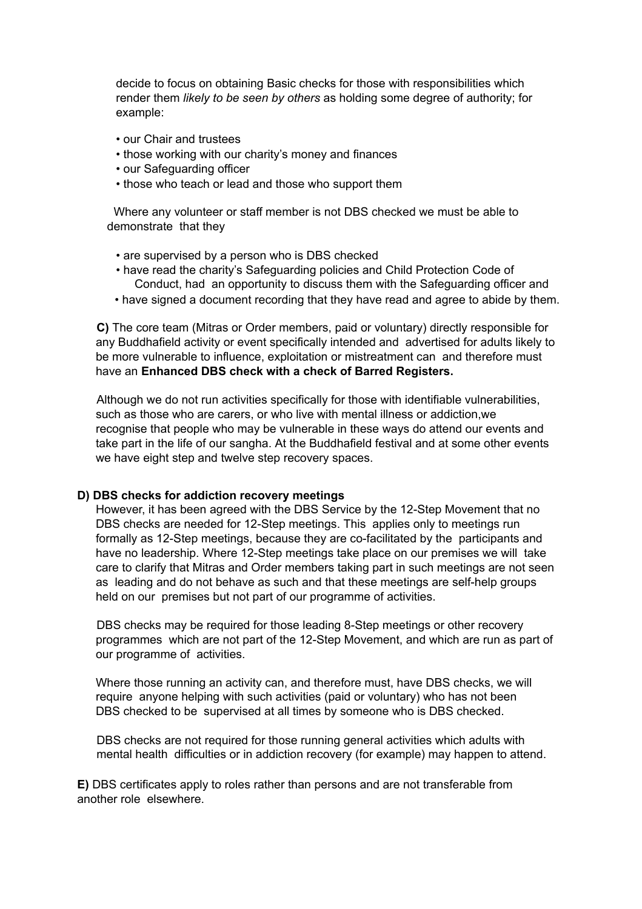decide to focus on obtaining Basic checks for those with responsibilities which render them *likely to be seen by others* as holding some degree of authority; for example:

- our Chair and trustees
- those working with our charity's money and finances
- our Safeguarding officer
- those who teach or lead and those who support them

Where any volunteer or staff member is not DBS checked we must be able to demonstrate that they

- are supervised by a person who is DBS checked
- have read the charity's Safeguarding policies and Child Protection Code of Conduct, had an opportunity to discuss them with the Safeguarding officer and
- have signed a document recording that they have read and agree to abide by them.

**C)** The core team (Mitras or Order members, paid or voluntary) directly responsible for any Buddhafield activity or event specifically intended and advertised for adults likely to be more vulnerable to influence, exploitation or mistreatment can and therefore must have an **Enhanced DBS check with a check of Barred Registers.**

Although we do not run activities specifically for those with identifiable vulnerabilities, such as those who are carers, or who live with mental illness or addiction,we recognise that people who may be vulnerable in these ways do attend our events and take part in the life of our sangha. At the Buddhafield festival and at some other events we have eight step and twelve step recovery spaces.

**D) DBS checks for addiction recovery meetings**

However, it has been agreed with the DBS Service by the 12-Step Movement that no DBS checks are needed for 12-Step meetings. This applies only to meetings run formally as 12-Step meetings, because they are co-facilitated by the participants and have no leadership. Where 12-Step meetings take place on our premises we will take care to clarify that Mitras and Order members taking part in such meetings are not seen as leading and do not behave as such and that these meetings are self-help groups held on our premises but not part of our programme of activities.

DBS checks may be required for those leading 8-Step meetings or other recovery programmes which are not part of the 12-Step Movement, and which are run as part of our programme of activities.

Where those running an activity can, and therefore must, have DBS checks, we will require anyone helping with such activities (paid or voluntary) who has not been DBS checked to be supervised at all times by someone who is DBS checked.

DBS checks are not required for those running general activities which adults with mental health difficulties or in addiction recovery (for example) may happen to attend.

**E)** DBS certificates apply to roles rather than persons and are not transferable from another role elsewhere.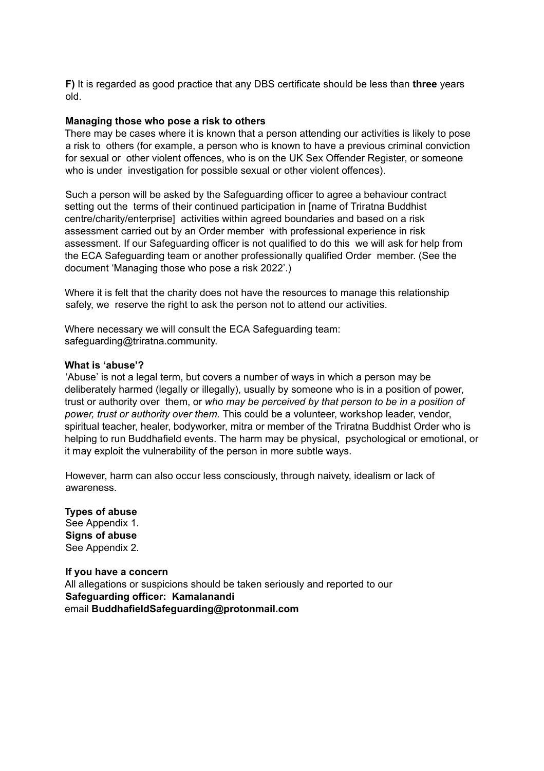**F)** It is regarded as good practice that any DBS certificate should be less than **three** years old.

**Managing those who pose a risk to others**

There may be cases where it is known that a person attending our activities is likely to pose a risk to others (for example, a person who is known to have a previous criminal conviction for sexual or other violent offences, who is on the UK Sex Offender Register, or someone who is under investigation for possible sexual or other violent offences).

Such a person will be asked by the Safeguarding officer to agree a behaviour contract setting out the terms of their continued participation in [name of Triratna Buddhist centre/charity/enterprise] activities within agreed boundaries and based on a risk assessment carried out by an Order member with professional experience in risk assessment. If our Safeguarding officer is not qualified to do this we will ask for help from the ECA Safeguarding team or another professionally qualified Order member. (See the document 'Managing those who pose a risk 2022'.)

Where it is felt that the charity does not have the resources to manage this relationship safely, we reserve the right to ask the person not to attend our activities.

Where necessary we will consult the ECA Safeguarding team: safeguarding@triratna.community.

**What is 'abuse'?**

'Abuse' is not a legal term, but covers a number of ways in which a person may be deliberately harmed (legally or illegally), usually by someone who is in a position of power, trust or authority over them, or *who may be perceived by that person to be in a position of power, trust or authority over them.* This could be a volunteer, workshop leader, vendor, spiritual teacher, healer, bodyworker, mitra or member of the Triratna Buddhist Order who is helping to run Buddhafield events. The harm may be physical, psychological or emotional, or it may exploit the vulnerability of the person in more subtle ways.

However, harm can also occur less consciously, through naivety, idealism or lack of awareness.

**Types of abuse**
See Appendix 1.
**Signs of abuse**
See Appendix 2.

**If you have a concern**
All allegations or suspicions should be taken seriously and reported to our
**Safeguarding officer: Kamalanandi**
email **BuddhafieldSafeguarding@protonmail.com**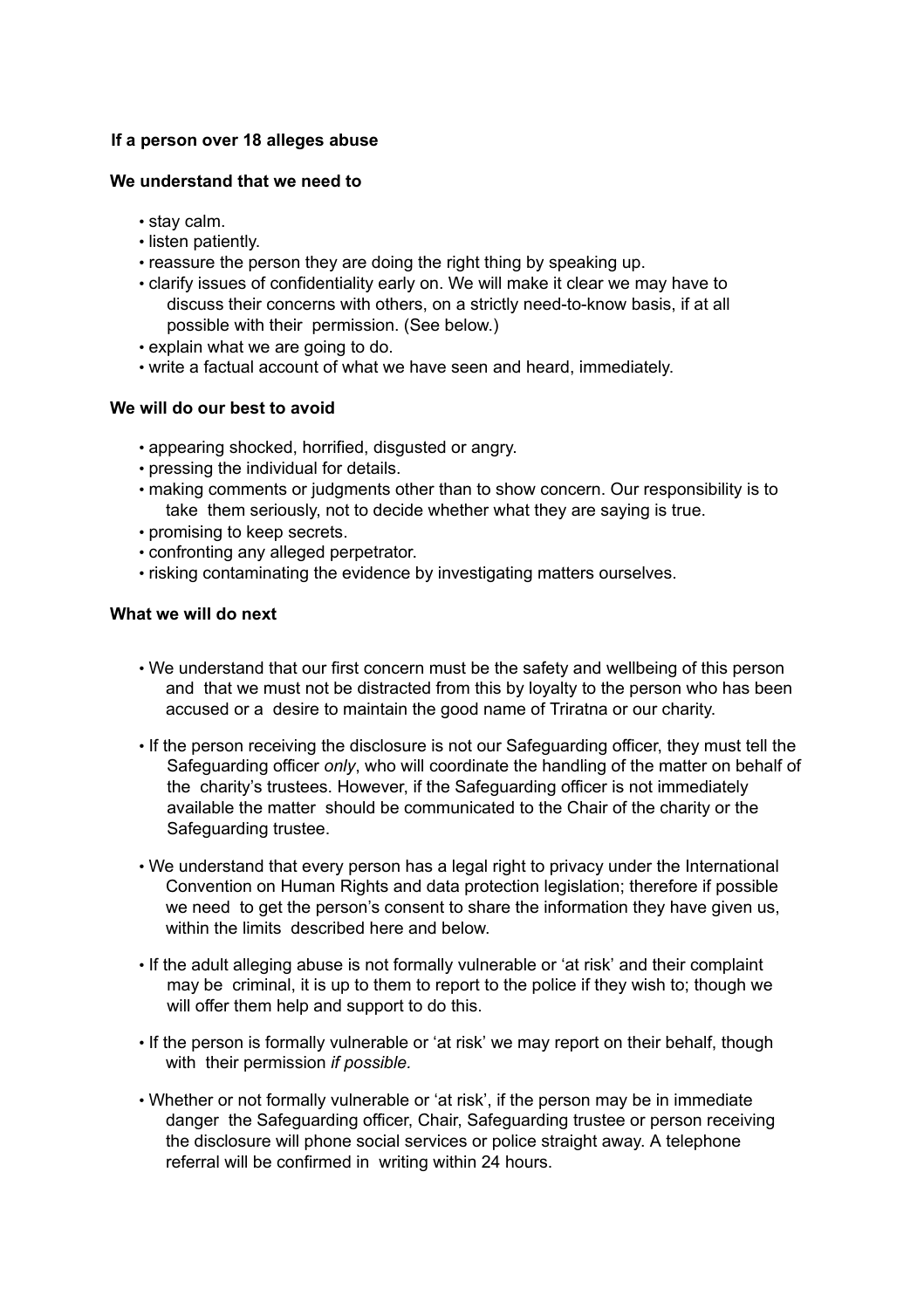**If a person over 18 alleges abuse**

**We understand that we need to**

- stay calm.
- listen patiently.
- reassure the person they are doing the right thing by speaking up.
- clarify issues of confidentiality early on. We will make it clear we may have to discuss their concerns with others, on a strictly need-to-know basis, if at all possible with their permission. (See below.)
- explain what we are going to do.
- write a factual account of what we have seen and heard, immediately.

**We will do our best to avoid**

- appearing shocked, horrified, disgusted or angry.
- pressing the individual for details.
- making comments or judgments other than to show concern. Our responsibility is to take them seriously, not to decide whether what they are saying is true.
- promising to keep secrets.
- confronting any alleged perpetrator.
- risking contaminating the evidence by investigating matters ourselves.

**What we will do next**

- We understand that our first concern must be the safety and wellbeing of this person and that we must not be distracted from this by loyalty to the person who has been accused or a desire to maintain the good name of Triratna or our charity.

- If the person receiving the disclosure is not our Safeguarding officer, they must tell the Safeguarding officer *only*, who will coordinate the handling of the matter on behalf of the charity's trustees. However, if the Safeguarding officer is not immediately available the matter should be communicated to the Chair of the charity or the Safeguarding trustee.

- We understand that every person has a legal right to privacy under the International Convention on Human Rights and data protection legislation; therefore if possible we need to get the person's consent to share the information they have given us, within the limits described here and below.

- If the adult alleging abuse is not formally vulnerable or 'at risk' and their complaint may be criminal, it is up to them to report to the police if they wish to; though we will offer them help and support to do this.

- If the person is formally vulnerable or 'at risk' we may report on their behalf, though with their permission *if possible.*

- Whether or not formally vulnerable or 'at risk', if the person may be in immediate danger the Safeguarding officer, Chair, Safeguarding trustee or person receiving the disclosure will phone social services or police straight away. A telephone referral will be confirmed in writing within 24 hours.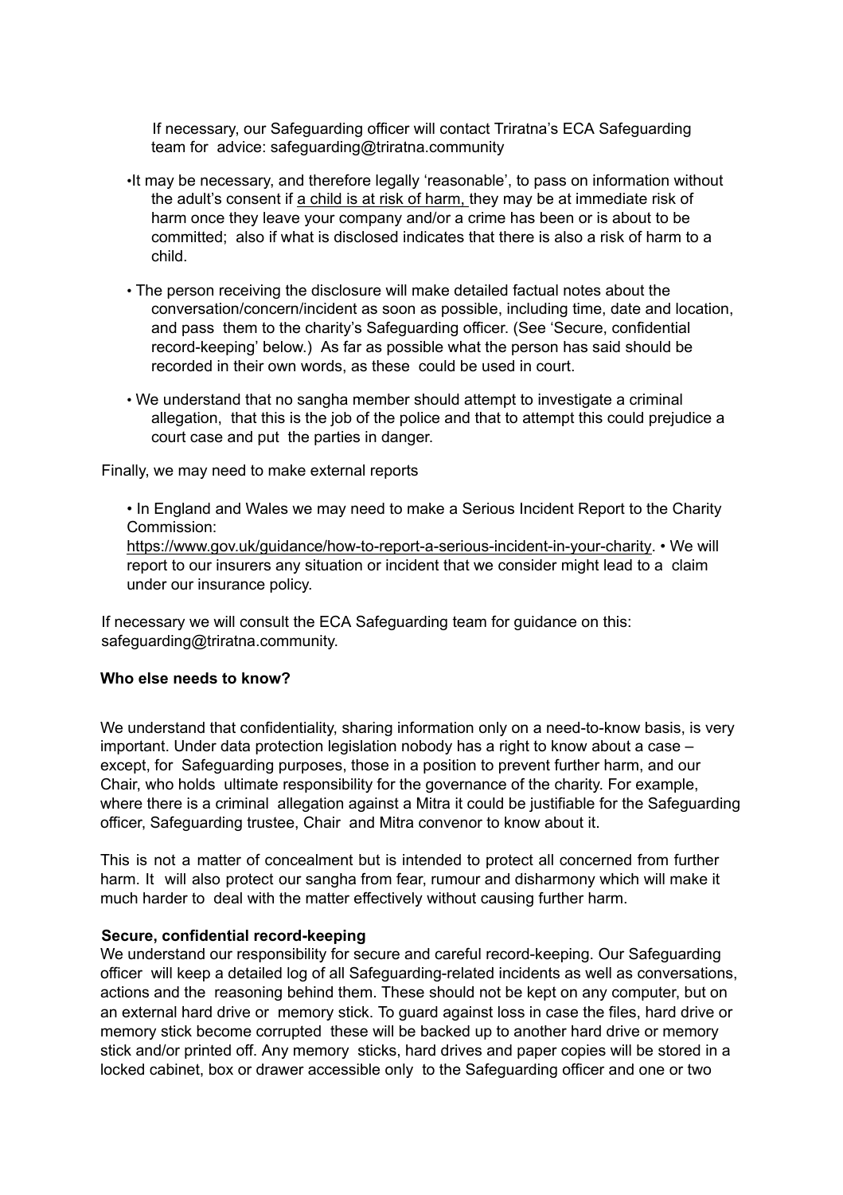If necessary, our Safeguarding officer will contact Triratna's ECA Safeguarding team for advice: safeguarding@triratna.community

- It may be necessary, and therefore legally 'reasonable', to pass on information without the adult's consent if a child is at risk of harm, they may be at immediate risk of harm once they leave your company and/or a crime has been or is about to be committed; also if what is disclosed indicates that there is also a risk of harm to a child.

- The person receiving the disclosure will make detailed factual notes about the conversation/concern/incident as soon as possible, including time, date and location, and pass them to the charity's Safeguarding officer. (See 'Secure, confidential record-keeping' below.) As far as possible what the person has said should be recorded in their own words, as these could be used in court.

- We understand that no sangha member should attempt to investigate a criminal allegation, that this is the job of the police and that to attempt this could prejudice a court case and put the parties in danger.

Finally, we may need to make external reports

- In England and Wales we may need to make a Serious Incident Report to the Charity Commission: https://www.gov.uk/guidance/how-to-report-a-serious-incident-in-your-charity.
- We will report to our insurers any situation or incident that we consider might lead to a claim under our insurance policy.

If necessary we will consult the ECA Safeguarding team for guidance on this: safeguarding@triratna.community.

**Who else needs to know?**

We understand that confidentiality, sharing information only on a need-to-know basis, is very important. Under data protection legislation nobody has a right to know about a case – except, for Safeguarding purposes, those in a position to prevent further harm, and our Chair, who holds ultimate responsibility for the governance of the charity. For example, where there is a criminal allegation against a Mitra it could be justifiable for the Safeguarding officer, Safeguarding trustee, Chair and Mitra convenor to know about it.

This is not a matter of concealment but is intended to protect all concerned from further harm. It will also protect our sangha from fear, rumour and disharmony which will make it much harder to deal with the matter effectively without causing further harm.

**Secure, confidential record-keeping**

We understand our responsibility for secure and careful record-keeping. Our Safeguarding officer will keep a detailed log of all Safeguarding-related incidents as well as conversations, actions and the reasoning behind them. These should not be kept on any computer, but on an external hard drive or memory stick. To guard against loss in case the files, hard drive or memory stick become corrupted these will be backed up to another hard drive or memory stick and/or printed off. Any memory sticks, hard drives and paper copies will be stored in a locked cabinet, box or drawer accessible only to the Safeguarding officer and one or two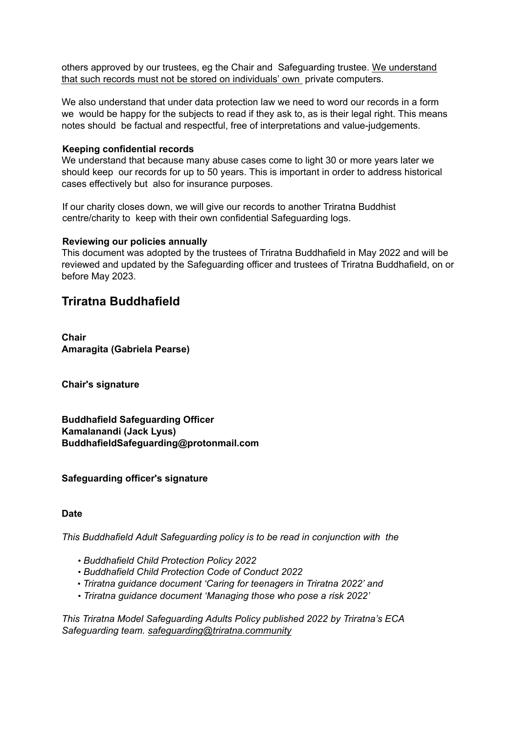others approved by our trustees, eg the Chair and Safeguarding trustee. We understand that such records must not be stored on individuals' own private computers.

We also understand that under data protection law we need to word our records in a form we would be happy for the subjects to read if they ask to, as is their legal right. This means notes should be factual and respectful, free of interpretations and value-judgements.

**Keeping confidential records**

We understand that because many abuse cases come to light 30 or more years later we should keep our records for up to 50 years. This is important in order to address historical cases effectively but also for insurance purposes.

If our charity closes down, we will give our records to another Triratna Buddhist centre/charity to keep with their own confidential Safeguarding logs.

**Reviewing our policies annually**

This document was adopted by the trustees of Triratna Buddhafield in May 2022 and will be reviewed and updated by the Safeguarding officer and trustees of Triratna Buddhafield, on or before May 2023.

## Triratna Buddhafield

**Chair**
**Amaragita (Gabriela Pearse)**

**Chair's signature**

**Buddhafield Safeguarding Officer**
**Kamalanandi (Jack Lyus)**
**BuddhafieldSafeguarding@protonmail.com**

**Safeguarding officer's signature**

**Date**

*This Buddhafield Adult Safeguarding policy is to be read in conjunction with the*

- *Buddhafield Child Protection Policy 2022*
- *Buddhafield Child Protection Code of Conduct 2022*
- *Triratna guidance document 'Caring for teenagers in Triratna 2022' and*
- *Triratna guidance document 'Managing those who pose a risk 2022'*

*This Triratna Model Safeguarding Adults Policy published 2022 by Triratna's ECA Safeguarding team. safeguarding@triratna.community*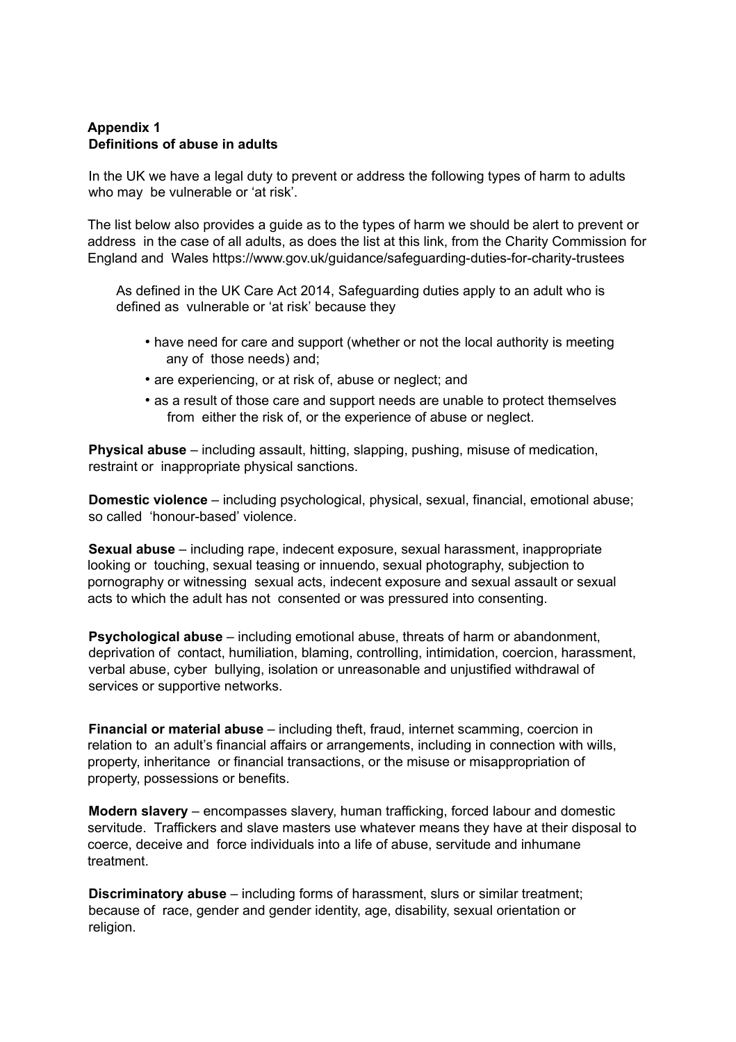**Appendix 1**
**Definitions of abuse in adults**

In the UK we have a legal duty to prevent or address the following types of harm to adults who may be vulnerable or 'at risk'.

The list below also provides a guide as to the types of harm we should be alert to prevent or address in the case of all adults, as does the list at this link, from the Charity Commission for England and Wales https://www.gov.uk/guidance/safeguarding-duties-for-charity-trustees

As defined in the UK Care Act 2014, Safeguarding duties apply to an adult who is defined as vulnerable or 'at risk' because they

- have need for care and support (whether or not the local authority is meeting any of those needs) and;
- are experiencing, or at risk of, abuse or neglect; and
- as a result of those care and support needs are unable to protect themselves from either the risk of, or the experience of abuse or neglect.

**Physical abuse** – including assault, hitting, slapping, pushing, misuse of medication, restraint or inappropriate physical sanctions.

**Domestic violence** – including psychological, physical, sexual, financial, emotional abuse; so called 'honour-based' violence.

**Sexual abuse** – including rape, indecent exposure, sexual harassment, inappropriate looking or touching, sexual teasing or innuendo, sexual photography, subjection to pornography or witnessing sexual acts, indecent exposure and sexual assault or sexual acts to which the adult has not consented or was pressured into consenting.

**Psychological abuse** – including emotional abuse, threats of harm or abandonment, deprivation of contact, humiliation, blaming, controlling, intimidation, coercion, harassment, verbal abuse, cyber bullying, isolation or unreasonable and unjustified withdrawal of services or supportive networks.

**Financial or material abuse** – including theft, fraud, internet scamming, coercion in relation to an adult's financial affairs or arrangements, including in connection with wills, property, inheritance or financial transactions, or the misuse or misappropriation of property, possessions or benefits.

**Modern slavery** – encompasses slavery, human trafficking, forced labour and domestic servitude. Traffickers and slave masters use whatever means they have at their disposal to coerce, deceive and force individuals into a life of abuse, servitude and inhumane treatment.

**Discriminatory abuse** – including forms of harassment, slurs or similar treatment; because of race, gender and gender identity, age, disability, sexual orientation or religion.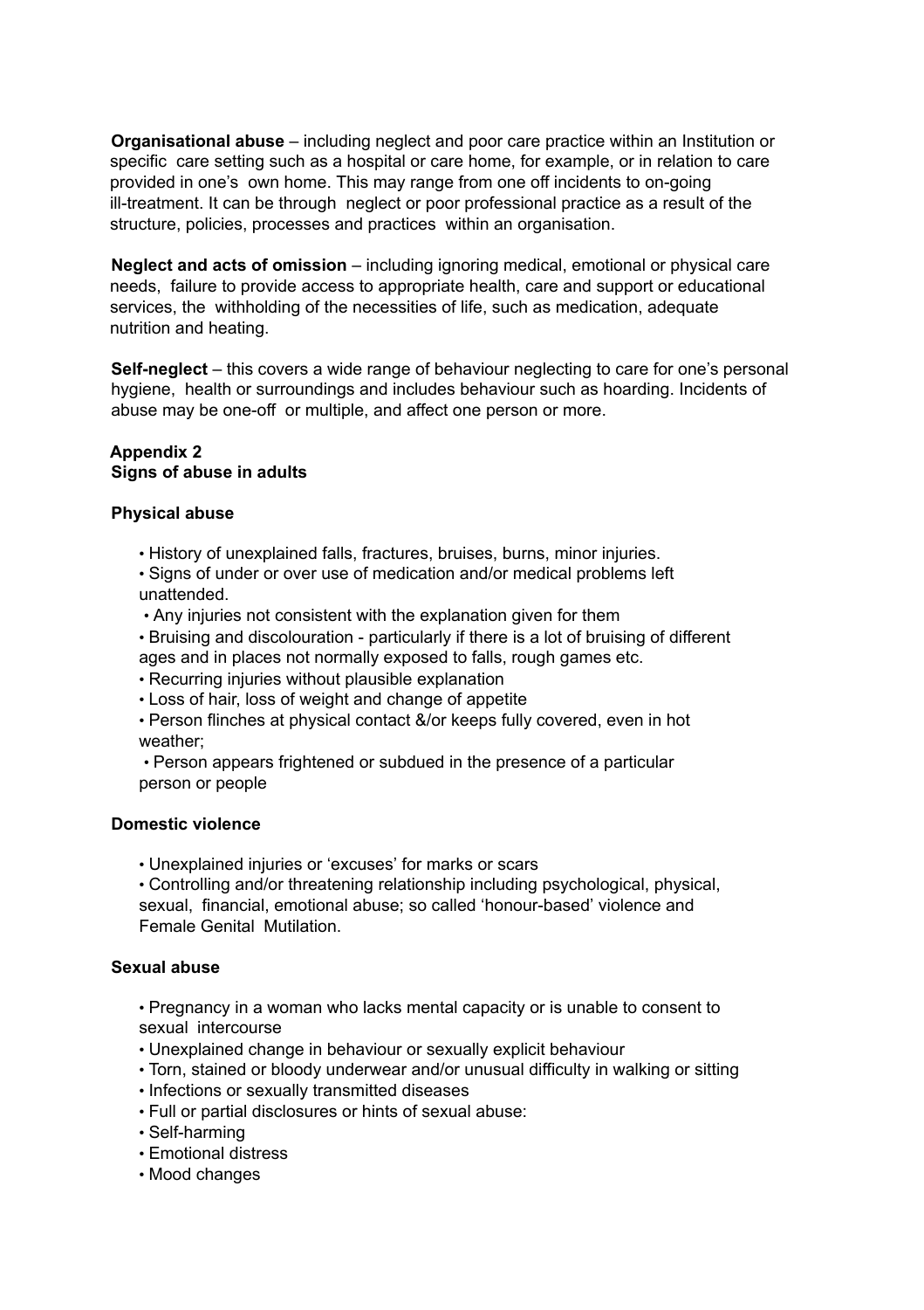**Organisational abuse** – including neglect and poor care practice within an Institution or specific care setting such as a hospital or care home, for example, or in relation to care provided in one's own home. This may range from one off incidents to on-going ill-treatment. It can be through neglect or poor professional practice as a result of the structure, policies, processes and practices within an organisation.

**Neglect and acts of omission** – including ignoring medical, emotional or physical care needs, failure to provide access to appropriate health, care and support or educational services, the withholding of the necessities of life, such as medication, adequate nutrition and heating.

**Self-neglect** – this covers a wide range of behaviour neglecting to care for one's personal hygiene, health or surroundings and includes behaviour such as hoarding. Incidents of abuse may be one-off or multiple, and affect one person or more.

**Appendix 2**
**Signs of abuse in adults**

**Physical abuse**

- History of unexplained falls, fractures, bruises, burns, minor injuries.
- Signs of under or over use of medication and/or medical problems left unattended.
- Any injuries not consistent with the explanation given for them
- Bruising and discolouration - particularly if there is a lot of bruising of different ages and in places not normally exposed to falls, rough games etc.
- Recurring injuries without plausible explanation
- Loss of hair, loss of weight and change of appetite
- Person flinches at physical contact &/or keeps fully covered, even in hot weather;
- Person appears frightened or subdued in the presence of a particular person or people

**Domestic violence**

- Unexplained injuries or 'excuses' for marks or scars
- Controlling and/or threatening relationship including psychological, physical, sexual, financial, emotional abuse; so called 'honour-based' violence and Female Genital Mutilation.

**Sexual abuse**

- Pregnancy in a woman who lacks mental capacity or is unable to consent to sexual intercourse
- Unexplained change in behaviour or sexually explicit behaviour
- Torn, stained or bloody underwear and/or unusual difficulty in walking or sitting
- Infections or sexually transmitted diseases
- Full or partial disclosures or hints of sexual abuse:
- Self-harming
- Emotional distress
- Mood changes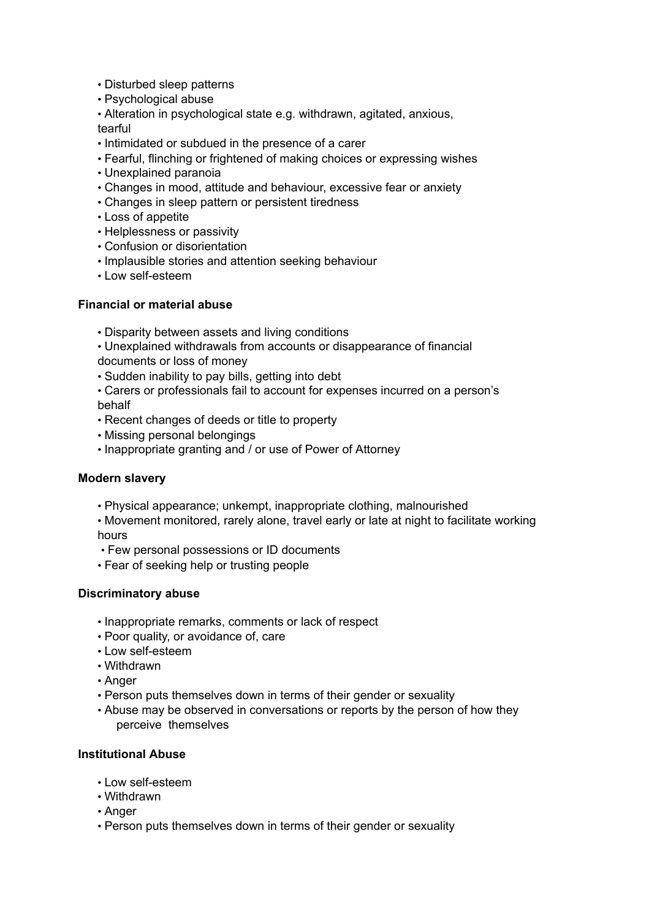- Disturbed sleep patterns
- Psychological abuse
- Alteration in psychological state e.g. withdrawn, agitated, anxious, tearful
- Intimidated or subdued in the presence of a carer
- Fearful, flinching or frightened of making choices or expressing wishes
- Unexplained paranoia
- Changes in mood, attitude and behaviour, excessive fear or anxiety
- Changes in sleep pattern or persistent tiredness
- Loss of appetite
- Helplessness or passivity
- Confusion or disorientation
- Implausible stories and attention seeking behaviour
- Low self-esteem

**Financial or material abuse**

- Disparity between assets and living conditions
- Unexplained withdrawals from accounts or disappearance of financial documents or loss of money
- Sudden inability to pay bills, getting into debt
- Carers or professionals fail to account for expenses incurred on a person's behalf
- Recent changes of deeds or title to property
- Missing personal belongings
- Inappropriate granting and / or use of Power of Attorney

**Modern slavery**

- Physical appearance; unkempt, inappropriate clothing, malnourished
- Movement monitored, rarely alone, travel early or late at night to facilitate working hours
- Few personal possessions or ID documents
- Fear of seeking help or trusting people

**Discriminatory abuse**

- Inappropriate remarks, comments or lack of respect
- Poor quality, or avoidance of, care
- Low self-esteem
- Withdrawn
- Anger
- Person puts themselves down in terms of their gender or sexuality
- Abuse may be observed in conversations or reports by the person of how they perceive themselves

**Institutional Abuse**

- Low self-esteem
- Withdrawn
- Anger
- Person puts themselves down in terms of their gender or sexuality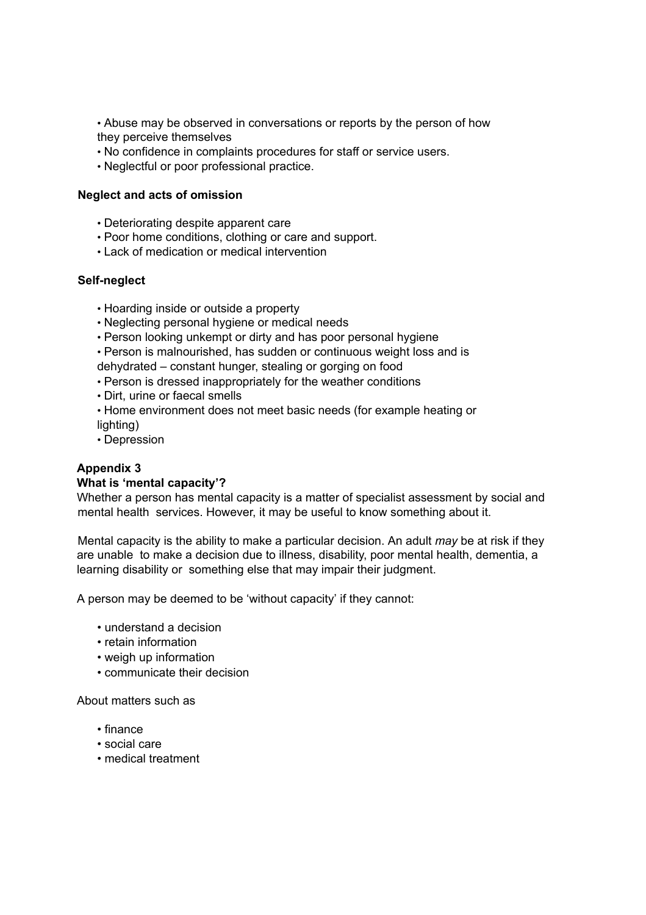- Abuse may be observed in conversations or reports by the person of how they perceive themselves
- No confidence in complaints procedures for staff or service users.
- Neglectful or poor professional practice.

**Neglect and acts of omission**

- Deteriorating despite apparent care
- Poor home conditions, clothing or care and support.
- Lack of medication or medical intervention

**Self-neglect**

- Hoarding inside or outside a property
- Neglecting personal hygiene or medical needs
- Person looking unkempt or dirty and has poor personal hygiene
- Person is malnourished, has sudden or continuous weight loss and is dehydrated – constant hunger, stealing or gorging on food
- Person is dressed inappropriately for the weather conditions
- Dirt, urine or faecal smells
- Home environment does not meet basic needs (for example heating or lighting)
- Depression

**Appendix 3**

**What is 'mental capacity'?**

Whether a person has mental capacity is a matter of specialist assessment by social and mental health services. However, it may be useful to know something about it.

Mental capacity is the ability to make a particular decision. An adult *may* be at risk if they are unable to make a decision due to illness, disability, poor mental health, dementia, a learning disability or something else that may impair their judgment.

A person may be deemed to be 'without capacity' if they cannot:

- understand a decision
- retain information
- weigh up information
- communicate their decision

About matters such as

- finance
- social care
- medical treatment